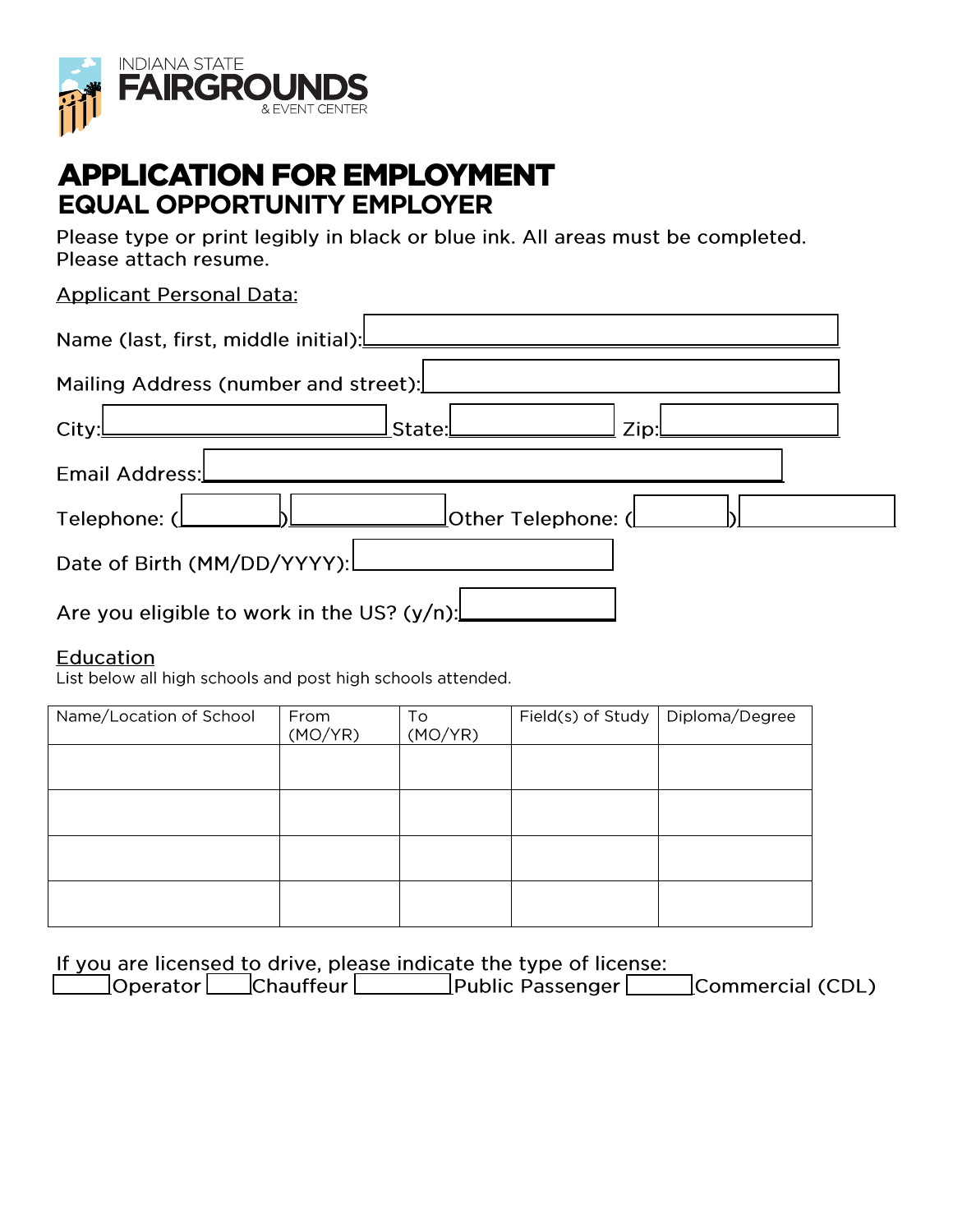INDIANA STATE
**FAIRGROUNDS**
& EVENT CENTER

# APPLICATION FOR EMPLOYMENT
## EQUAL OPPORTUNITY EMPLOYER

Please type or print legibly in black or blue ink. All areas must be completed.
Please attach resume.

Applicant Personal Data:

Name (last, first, middle initial): ______________________

Mailing Address (number and street): ______________________

City: ____________ State: ____________ Zip: ____________

Email Address: ______________________

Telephone: (______) ____________ Other Telephone: (______) ____________

Date of Birth (MM/DD/YYYY): ____________

Are you eligible to work in the US? (y/n): ____________

Education

List below all high schools and post high schools attended.

| Name/Location of School | From (MO/YR) | To (MO/YR) | Field(s) of Study | Diploma/Degree |
|---|---|---|---|---|
| | | | | |
| | | | | |
| | | | | |
| | | | | |

If you are licensed to drive, please indicate the type of license:

☐ Operator ☐ Chauffeur ☐ Public Passenger ☐ Commercial (CDL)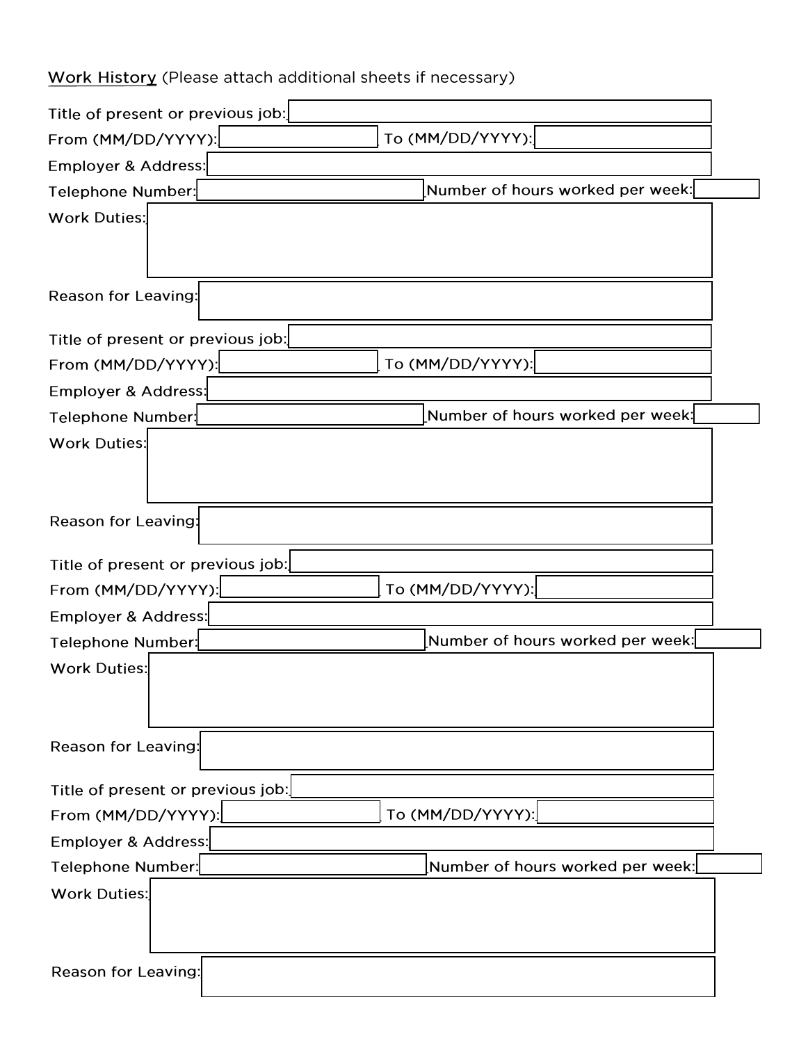<u>Work History</u> (Please attach additional sheets if necessary)

Title of present or previous job:

From (MM/DD/YYYY): To (MM/DD/YYYY):

Employer & Address:

Telephone Number: Number of hours worked per week:

Work Duties:

Reason for Leaving:

Title of present or previous job:

From (MM/DD/YYYY): To (MM/DD/YYYY):

Employer & Address:

Telephone Number: Number of hours worked per week:

Work Duties:

Reason for Leaving:

Title of present or previous job:

From (MM/DD/YYYY): To (MM/DD/YYYY):

Employer & Address:

Telephone Number: Number of hours worked per week:

Work Duties:

Reason for Leaving:

Title of present or previous job:

From (MM/DD/YYYY): To (MM/DD/YYYY):

Employer & Address:

Telephone Number: Number of hours worked per week:

Work Duties:

Reason for Leaving: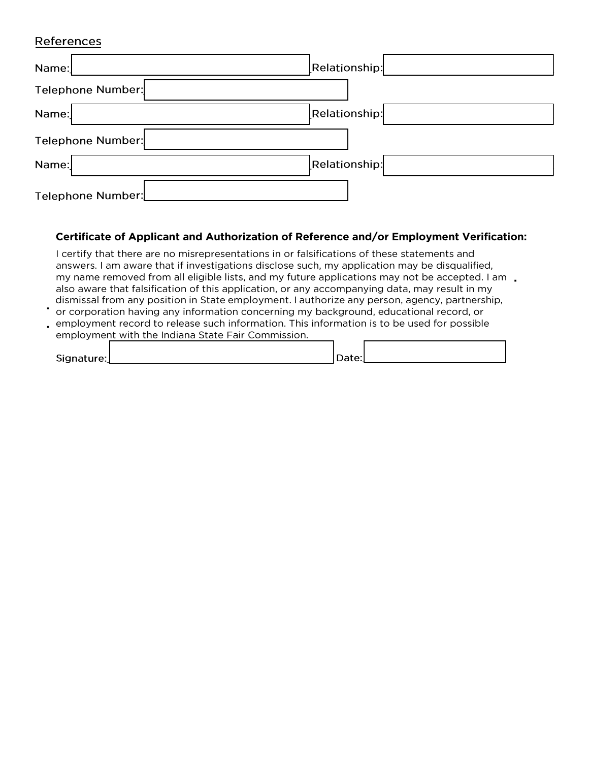## References

Name: ______________________ Relationship: ______________________

Telephone Number: ______________________

Name: ______________________ Relationship: ______________________

Telephone Number: ______________________

Name: ______________________ Relationship: ______________________

Telephone Number: ______________________

**Certificate of Applicant and Authorization of Reference and/or Employment Verification:**

I certify that there are no misrepresentations in or falsifications of these statements and answers. I am aware that if investigations disclose such, my application may be disqualified, my name removed from all eligible lists, and my future applications may not be accepted. I am also aware that falsification of this application, or any accompanying data, may result in my dismissal from any position in State employment. I authorize any person, agency, partnership, or corporation having any information concerning my background, educational record, or employment record to release such information. This information is to be used for possible employment with the Indiana State Fair Commission.

Signature: ______________________ Date: ______________________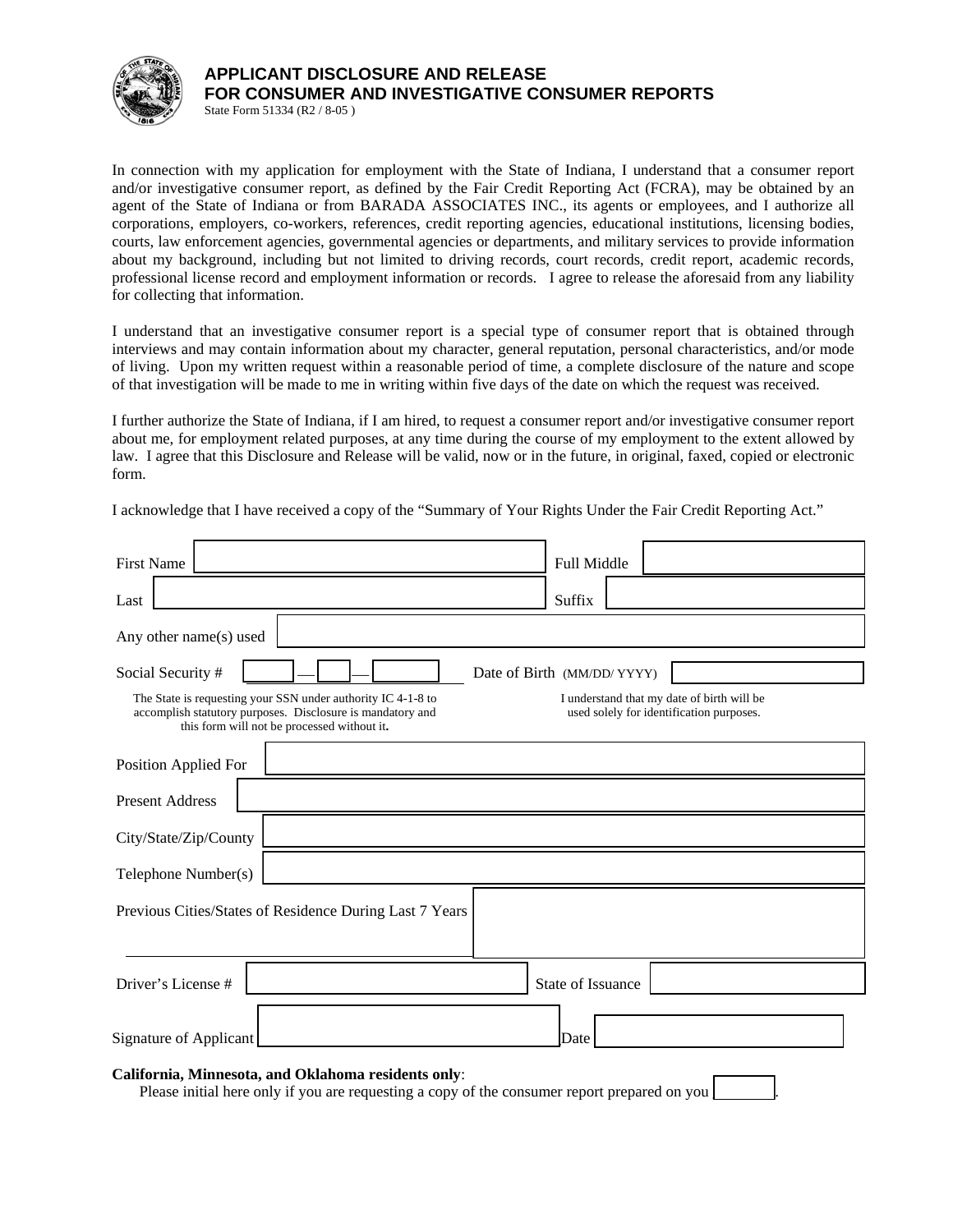# APPLICANT DISCLOSURE AND RELEASE
# FOR CONSUMER AND INVESTIGATIVE CONSUMER REPORTS

State Form 51334 (R2 / 8-05 )

In connection with my application for employment with the State of Indiana, I understand that a consumer report and/or investigative consumer report, as defined by the Fair Credit Reporting Act (FCRA), may be obtained by an agent of the State of Indiana or from BARADA ASSOCIATES INC., its agents or employees, and I authorize all corporations, employers, co-workers, references, credit reporting agencies, educational institutions, licensing bodies, courts, law enforcement agencies, governmental agencies or departments, and military services to provide information about my background, including but not limited to driving records, court records, credit report, academic records, professional license record and employment information or records. I agree to release the aforesaid from any liability for collecting that information.

I understand that an investigative consumer report is a special type of consumer report that is obtained through interviews and may contain information about my character, general reputation, personal characteristics, and/or mode of living. Upon my written request within a reasonable period of time, a complete disclosure of the nature and scope of that investigation will be made to me in writing within five days of the date on which the request was received.

I further authorize the State of Indiana, if I am hired, to request a consumer report and/or investigative consumer report about me, for employment related purposes, at any time during the course of my employment to the extent allowed by law. I agree that this Disclosure and Release will be valid, now or in the future, in original, faxed, copied or electronic form.

I acknowledge that I have received a copy of the "Summary of Your Rights Under the Fair Credit Reporting Act."

| | | | |
|---|---|---|---|
| First Name | | Full Middle | |
| Last | | Suffix | |
| Any other name(s) used | | | |
| Social Security # | ___ — ___ — ___ | Date of Birth (MM/DD/ YYYY) | |

The State is requesting your SSN under authority IC 4-1-8 to accomplish statutory purposes. Disclosure is mandatory and this form will not be processed without it.

I understand that my date of birth will be used solely for identification purposes.

| | | | |
|---|---|---|---|
| Position Applied For | | | |
| Present Address | | | |
| City/State/Zip/County | | | |
| Telephone Number(s) | | | |
| Previous Cities/States of Residence During Last 7 Years | | | |
| Driver's License # | | State of Issuance | |
| Signature of Applicant | | Date | |

**California, Minnesota, and Oklahoma residents only**:

Please initial here only if you are requesting a copy of the consumer report prepared on you ______.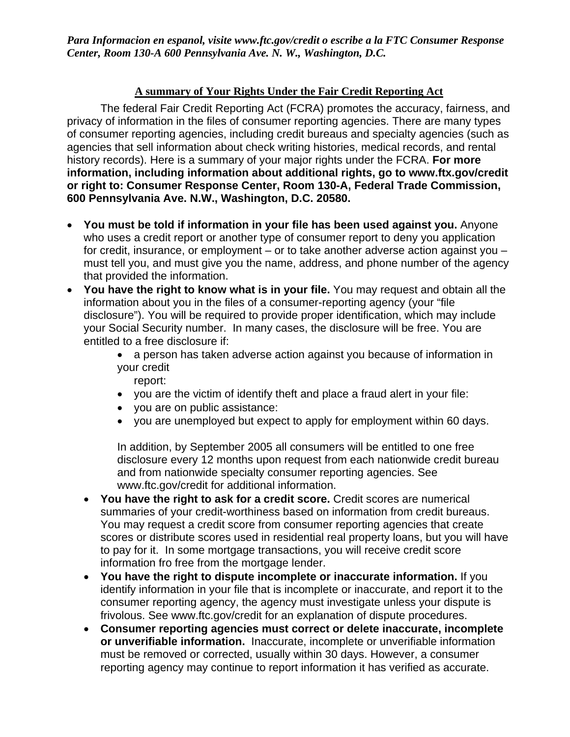*Para Informacion en espanol, visite www.ftc.gov/credit o escribe a la FTC Consumer Response Center, Room 130-A 600 Pennsylvania Ave. N. W., Washington, D.C.*

## A summary of Your Rights Under the Fair Credit Reporting Act

The federal Fair Credit Reporting Act (FCRA) promotes the accuracy, fairness, and privacy of information in the files of consumer reporting agencies. There are many types of consumer reporting agencies, including credit bureaus and specialty agencies (such as agencies that sell information about check writing histories, medical records, and rental history records). Here is a summary of your major rights under the FCRA. **For more information, including information about additional rights, go to www.ftx.gov/credit or right to: Consumer Response Center, Room 130-A, Federal Trade Commission, 600 Pennsylvania Ave. N.W., Washington, D.C. 20580.**

- **You must be told if information in your file has been used against you.** Anyone who uses a credit report or another type of consumer report to deny you application for credit, insurance, or employment – or to take another adverse action against you – must tell you, and must give you the name, address, and phone number of the agency that provided the information.
- **You have the right to know what is in your file.** You may request and obtain all the information about you in the files of a consumer-reporting agency (your "file disclosure"). You will be required to provide proper identification, which may include your Social Security number. In many cases, the disclosure will be free. You are entitled to a free disclosure if:
  - a person has taken adverse action against you because of information in your credit report:
  - you are the victim of identify theft and place a fraud alert in your file:
  - you are on public assistance:
  - you are unemployed but expect to apply for employment within 60 days.

  In addition, by September 2005 all consumers will be entitled to one free disclosure every 12 months upon request from each nationwide credit bureau and from nationwide specialty consumer reporting agencies. See www.ftc.gov/credit for additional information.
- **You have the right to ask for a credit score.** Credit scores are numerical summaries of your credit-worthiness based on information from credit bureaus. You may request a credit score from consumer reporting agencies that create scores or distribute scores used in residential real property loans, but you will have to pay for it. In some mortgage transactions, you will receive credit score information fro free from the mortgage lender.
- **You have the right to dispute incomplete or inaccurate information.** If you identify information in your file that is incomplete or inaccurate, and report it to the consumer reporting agency, the agency must investigate unless your dispute is frivolous. See www.ftc.gov/credit for an explanation of dispute procedures.
- **Consumer reporting agencies must correct or delete inaccurate, incomplete or unverifiable information.** Inaccurate, incomplete or unverifiable information must be removed or corrected, usually within 30 days. However, a consumer reporting agency may continue to report information it has verified as accurate.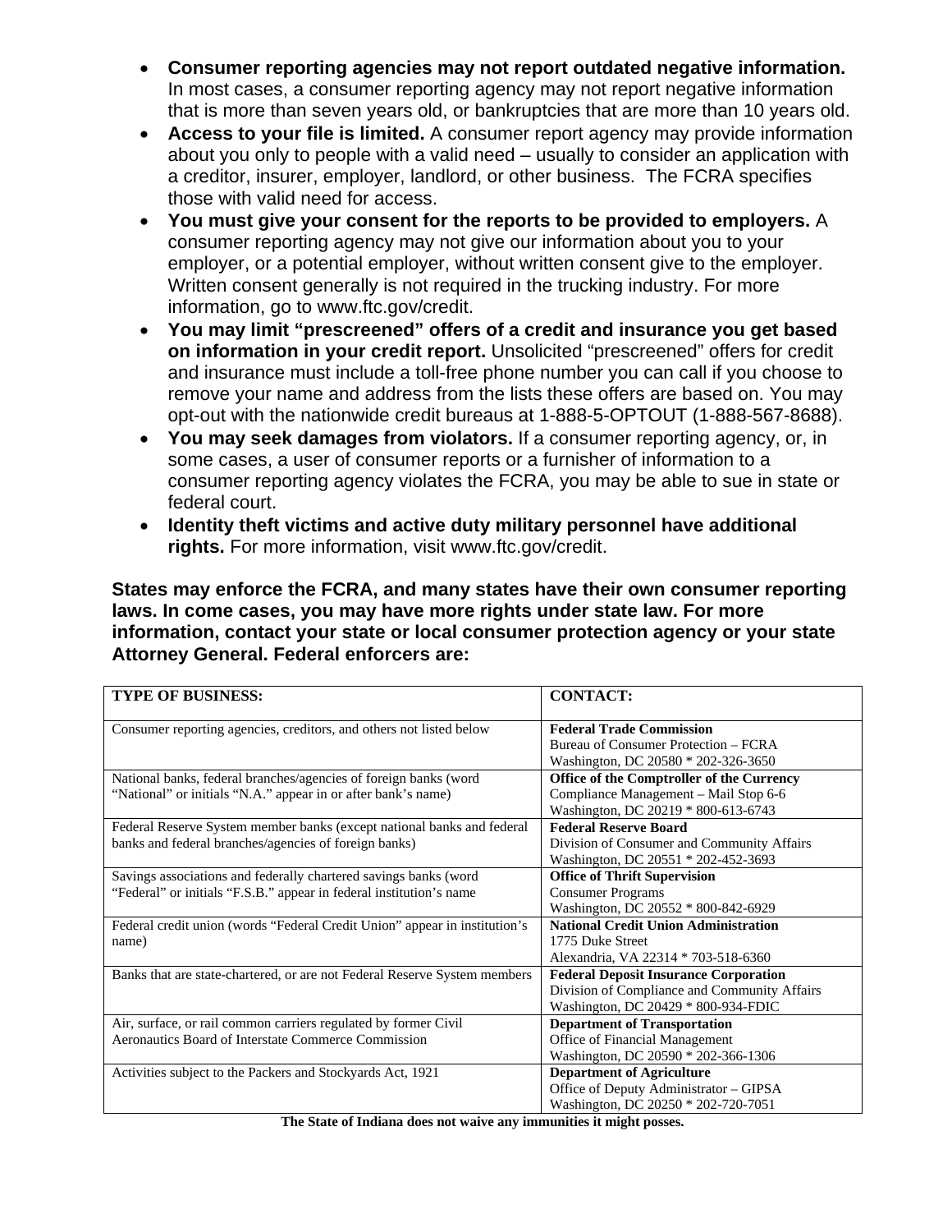- **Consumer reporting agencies may not report outdated negative information.** In most cases, a consumer reporting agency may not report negative information that is more than seven years old, or bankruptcies that are more than 10 years old.
- **Access to your file is limited.** A consumer report agency may provide information about you only to people with a valid need – usually to consider an application with a creditor, insurer, employer, landlord, or other business. The FCRA specifies those with valid need for access.
- **You must give your consent for the reports to be provided to employers.** A consumer reporting agency may not give our information about you to your employer, or a potential employer, without written consent give to the employer. Written consent generally is not required in the trucking industry. For more information, go to www.ftc.gov/credit.
- **You may limit "prescreened" offers of a credit and insurance you get based on information in your credit report.** Unsolicited "prescreened" offers for credit and insurance must include a toll-free phone number you can call if you choose to remove your name and address from the lists these offers are based on. You may opt-out with the nationwide credit bureaus at 1-888-5-OPTOUT (1-888-567-8688).
- **You may seek damages from violators.** If a consumer reporting agency, or, in some cases, a user of consumer reports or a furnisher of information to a consumer reporting agency violates the FCRA, you may be able to sue in state or federal court.
- **Identity theft victims and active duty military personnel have additional rights.** For more information, visit www.ftc.gov/credit.

**States may enforce the FCRA, and many states have their own consumer reporting laws. In come cases, you may have more rights under state law. For more information, contact your state or local consumer protection agency or your state Attorney General. Federal enforcers are:**

| TYPE OF BUSINESS: | CONTACT: |
|---|---|
| Consumer reporting agencies, creditors, and others not listed below | **Federal Trade Commission**<br>Bureau of Consumer Protection – FCRA<br>Washington, DC 20580 * 202-326-3650 |
| National banks, federal branches/agencies of foreign banks (word "National" or initials "N.A." appear in or after bank's name) | **Office of the Comptroller of the Currency**<br>Compliance Management – Mail Stop 6-6<br>Washington, DC 20219 * 800-613-6743 |
| Federal Reserve System member banks (except national banks and federal banks and federal branches/agencies of foreign banks) | **Federal Reserve Board**<br>Division of Consumer and Community Affairs<br>Washington, DC 20551 * 202-452-3693 |
| Savings associations and federally chartered savings banks (word "Federal" or initials "F.S.B." appear in federal institution's name | **Office of Thrift Supervision**<br>Consumer Programs<br>Washington, DC 20552 * 800-842-6929 |
| Federal credit union (words "Federal Credit Union" appear in institution's name) | **National Credit Union Administration**<br>1775 Duke Street<br>Alexandria, VA 22314 * 703-518-6360 |
| Banks that are state-chartered, or are not Federal Reserve System members | **Federal Deposit Insurance Corporation**<br>Division of Compliance and Community Affairs<br>Washington, DC 20429 * 800-934-FDIC |
| Air, surface, or rail common carriers regulated by former Civil Aeronautics Board of Interstate Commerce Commission | **Department of Transportation**<br>Office of Financial Management<br>Washington, DC 20590 * 202-366-1306 |
| Activities subject to the Packers and Stockyards Act, 1921 | **Department of Agriculture**<br>Office of Deputy Administrator – GIPSA<br>Washington, DC 20250 * 202-720-7051 |

**The State of Indiana does not waive any immunities it might posses.**